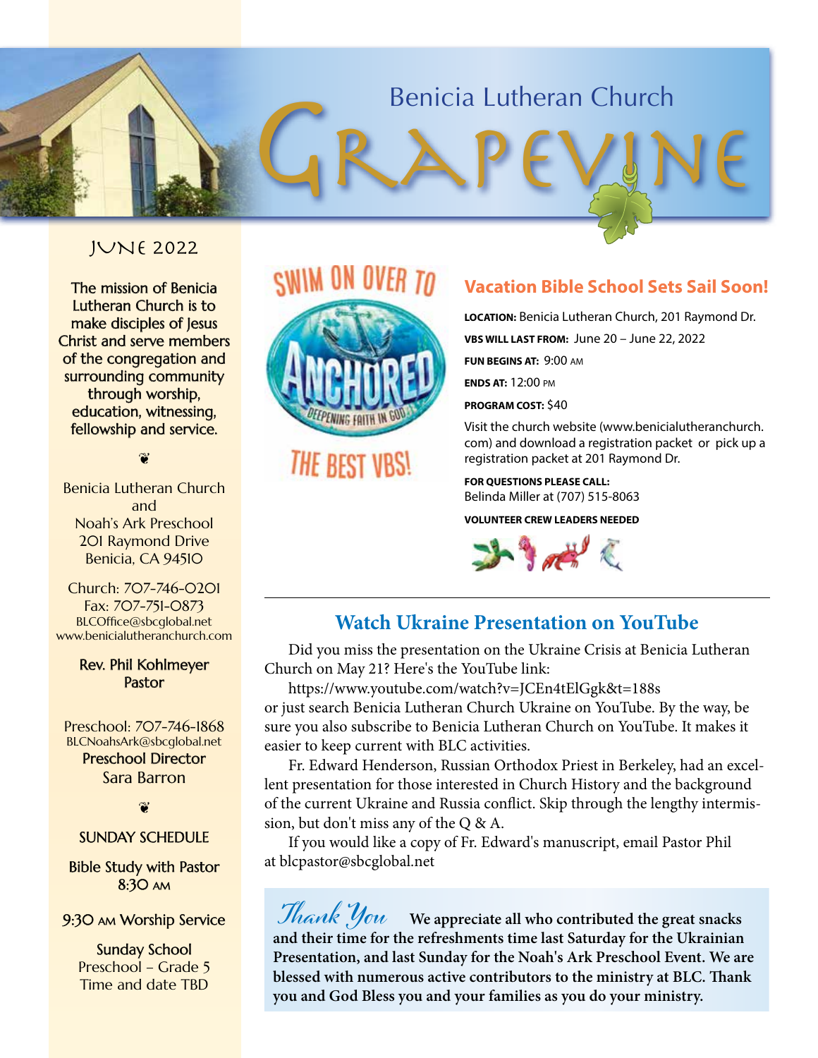# Benicia Lutheran Church GRAPEVINE

JUNE 2022

The mission of Benicia Lutheran Church is to make disciples of Jesus Christ and serve members of the congregation and surrounding community through worship, education, witnessing, fellowship and service.

Benicia Lutheran Church
and
Noah's Ark Preschool
201 Raymond Drive
Benicia, CA 94510

Church: 707-746-0201
Fax: 707-751-0873
BLCOffice@sbcglobal.net
www.benicialutheranchurch.com

Rev. Phil Kohlmeyer
Pastor

Preschool: 707-746-1868
BLCNoahsArk@sbcglobal.net
Preschool Director
Sara Barron

SUNDAY SCHEDULE

Bible Study with Pastor
8:30 AM

9:30 AM Worship Service

Sunday School
Preschool – Grade 5
Time and date TBD

SWIM ON OVER TO ANCHORED — DEEPENING FAITH IN GOD — THE BEST VBS!

## Vacation Bible School Sets Sail Soon!

**LOCATION:** Benicia Lutheran Church, 201 Raymond Dr.

**VBS WILL LAST FROM:** June 20 – June 22, 2022

**FUN BEGINS AT:** 9:00 AM

**ENDS AT:** 12:00 PM

**PROGRAM COST:** $40

Visit the church website (www.benicialutheranchurch.com) and download a registration packet or pick up a registration packet at 201 Raymond Dr.

**FOR QUESTIONS PLEASE CALL:**
Belinda Miller at (707) 515-8063

**VOLUNTEER CREW LEADERS NEEDED**

## Watch Ukraine Presentation on YouTube

Did you miss the presentation on the Ukraine Crisis at Benicia Lutheran Church on May 21? Here's the YouTube link:

https://www.youtube.com/watch?v=JCEn4tElGgk&t=188s
or just search Benicia Lutheran Church Ukraine on YouTube. By the way, be sure you also subscribe to Benicia Lutheran Church on YouTube. It makes it easier to keep current with BLC activities.

Fr. Edward Henderson, Russian Orthodox Priest in Berkeley, had an excellent presentation for those interested in Church History and the background of the current Ukraine and Russia conflict. Skip through the lengthy intermission, but don't miss any of the Q & A.

If you would like a copy of Fr. Edward's manuscript, email Pastor Phil at blcpastor@sbcglobal.net

*Thank You* **We appreciate all who contributed the great snacks and their time for the refreshments time last Saturday for the Ukrainian Presentation, and last Sunday for the Noah's Ark Preschool Event. We are blessed with numerous active contributors to the ministry at BLC. Thank you and God Bless you and your families as you do your ministry.**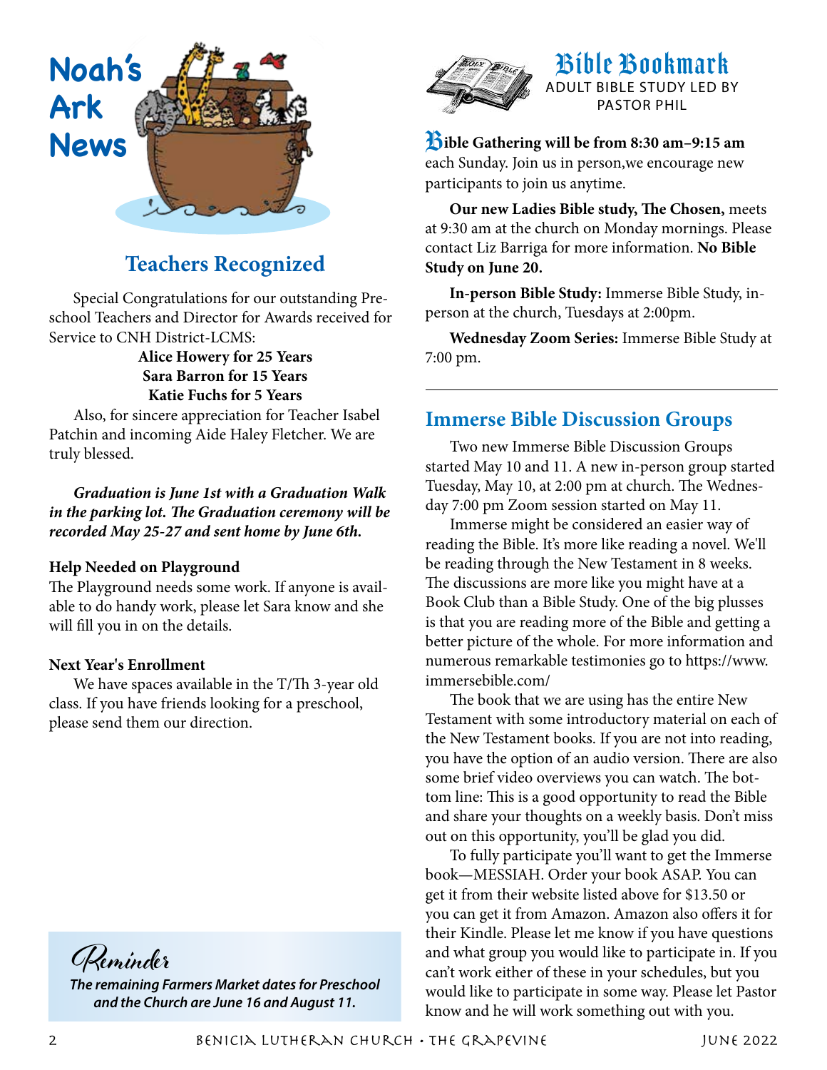# Noah's Ark News

## Teachers Recognized

Special Congratulations for our outstanding Preschool Teachers and Director for Awards received for Service to CNH District-LCMS:

**Alice Howery for 25 Years**
**Sara Barron for 15 Years**
**Katie Fuchs for 5 Years**

Also, for sincere appreciation for Teacher Isabel Patchin and incoming Aide Haley Fletcher. We are truly blessed.

***Graduation is June 1st with a Graduation Walk in the parking lot. The Graduation ceremony will be recorded May 25-27 and sent home by June 6th.***

**Help Needed on Playground**

The Playground needs some work. If anyone is available to do handy work, please let Sara know and she will fill you in on the details.

**Next Year's Enrollment**

We have spaces available in the T/Th 3-year old class. If you have friends looking for a preschool, please send them our direction.

**Reminder**

***The remaining Farmers Market dates for Preschool and the Church are June 16 and August 11.***

# Bible Bookmark

ADULT BIBLE STUDY LED BY PASTOR PHIL

**Bible Gathering will be from 8:30 am–9:15 am** each Sunday. Join us in person,we encourage new participants to join us anytime.

**Our new Ladies Bible study, The Chosen,** meets at 9:30 am at the church on Monday mornings. Please contact Liz Barriga for more information. **No Bible Study on June 20.**

**In-person Bible Study:** Immerse Bible Study, in-person at the church, Tuesdays at 2:00pm.

**Wednesday Zoom Series:** Immerse Bible Study at 7:00 pm.

## Immerse Bible Discussion Groups

Two new Immerse Bible Discussion Groups started May 10 and 11. A new in-person group started Tuesday, May 10, at 2:00 pm at church. The Wednesday 7:00 pm Zoom session started on May 11.

Immerse might be considered an easier way of reading the Bible. It's more like reading a novel. We'll be reading through the New Testament in 8 weeks. The discussions are more like you might have at a Book Club than a Bible Study. One of the big plusses is that you are reading more of the Bible and getting a better picture of the whole. For more information and numerous remarkable testimonies go to https://www.immersebible.com/

The book that we are using has the entire New Testament with some introductory material on each of the New Testament books. If you are not into reading, you have the option of an audio version. There are also some brief video overviews you can watch. The bottom line: This is a good opportunity to read the Bible and share your thoughts on a weekly basis. Don't miss out on this opportunity, you'll be glad you did.

To fully participate you'll want to get the Immerse book—MESSIAH. Order your book ASAP. You can get it from their website listed above for $13.50 or you can get it from Amazon. Amazon also offers it for their Kindle. Please let me know if you have questions and what group you would like to participate in. If you can't work either of these in your schedules, but you would like to participate in some way. Please let Pastor know and he will work something out with you.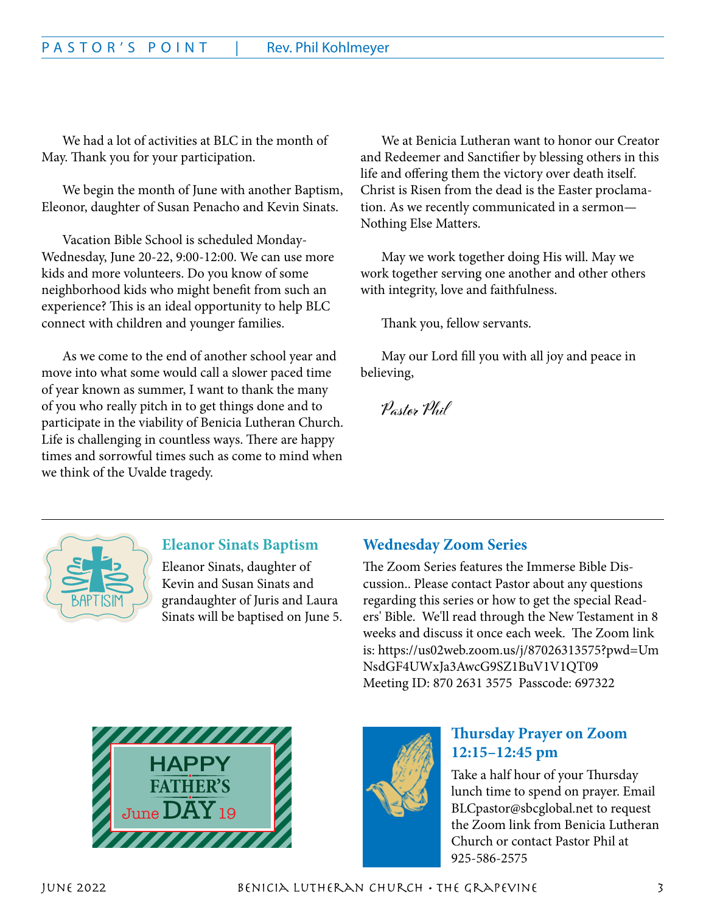## PASTOR'S POINT | Rev. Phil Kohlmeyer

We had a lot of activities at BLC in the month of May. Thank you for your participation.

We begin the month of June with another Baptism, Eleonor, daughter of Susan Penacho and Kevin Sinats.

Vacation Bible School is scheduled Monday-Wednesday, June 20-22, 9:00-12:00. We can use more kids and more volunteers. Do you know of some neighborhood kids who might benefit from such an experience? This is an ideal opportunity to help BLC connect with children and younger families.

As we come to the end of another school year and move into what some would call a slower paced time of year known as summer, I want to thank the many of you who really pitch in to get things done and to participate in the viability of Benicia Lutheran Church. Life is challenging in countless ways. There are happy times and sorrowful times such as come to mind when we think of the Uvalde tragedy.

We at Benicia Lutheran want to honor our Creator and Redeemer and Sanctifier by blessing others in this life and offering them the victory over death itself. Christ is Risen from the dead is the Easter proclamation. As we recently communicated in a sermon—Nothing Else Matters.

May we work together doing His will. May we work together serving one another and other others with integrity, love and faithfulness.

Thank you, fellow servants.

May our Lord fill you with all joy and peace in believing,

*Pastor Phil*

### Eleanor Sinats Baptism

Eleanor Sinats, daughter of Kevin and Susan Sinats and grandaughter of Juris and Laura Sinats will be baptised on June 5.

### Wednesday Zoom Series

The Zoom Series features the Immerse Bible Discussion.. Please contact Pastor about any questions regarding this series or how to get the special Readers' Bible. We'll read through the New Testament in 8 weeks and discuss it once each week. The Zoom link is: https://us02web.zoom.us/j/87026313575?pwd=UmNsdGF4UWxJa3AwcG9SZ1BuV1V1QT09
Meeting ID: 870 2631 3575 Passcode: 697322

HAPPY FATHER'S DAY June 19

### Thursday Prayer on Zoom 12:15–12:45 pm

Take a half hour of your Thursday lunch time to spend on prayer. Email BLCpastor@sbcglobal.net to request the Zoom link from Benicia Lutheran Church or contact Pastor Phil at 925-586-2575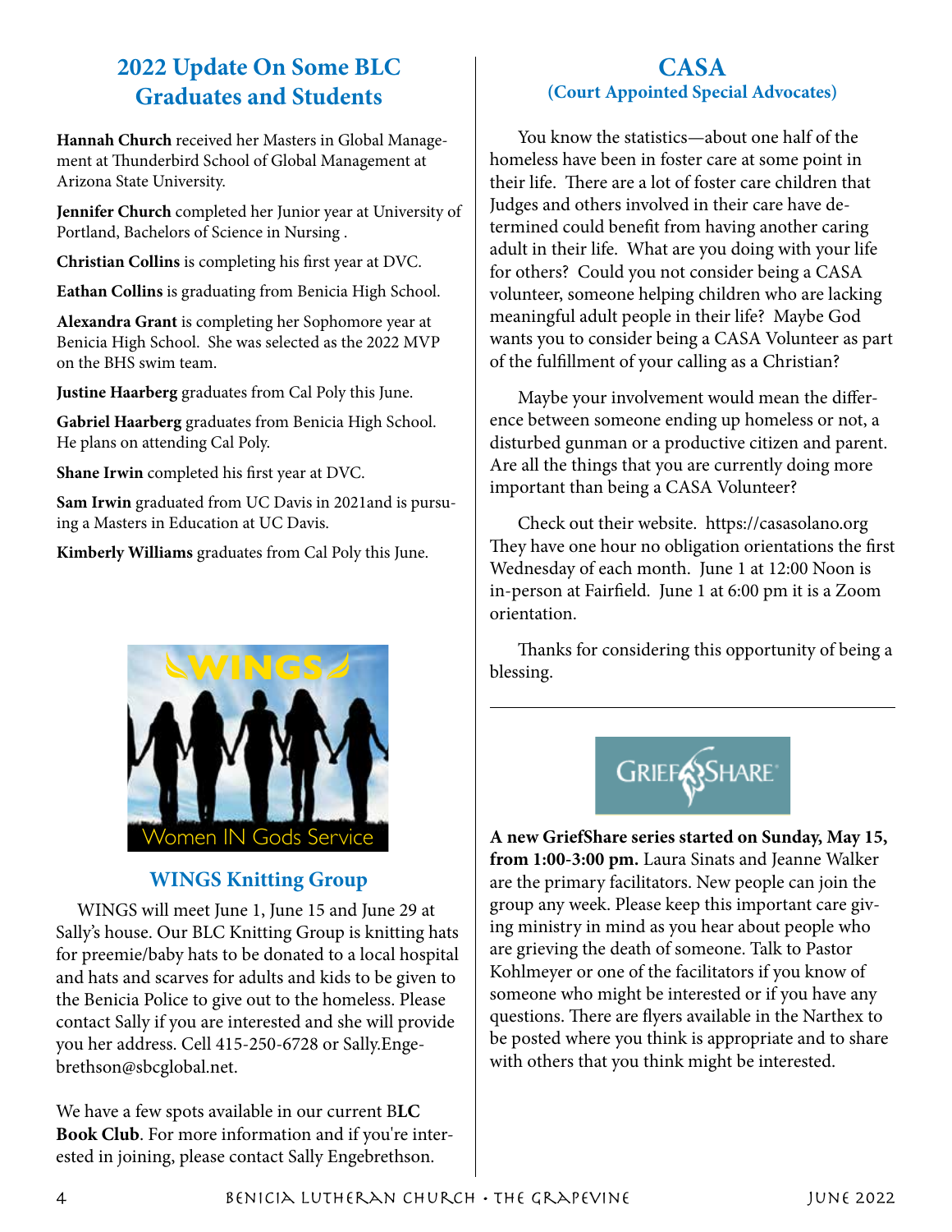## 2022 Update On Some BLC Graduates and Students

**Hannah Church** received her Masters in Global Management at Thunderbird School of Global Management at Arizona State University.

**Jennifer Church** completed her Junior year at University of Portland, Bachelors of Science in Nursing .

**Christian Collins** is completing his first year at DVC.

**Eathan Collins** is graduating from Benicia High School.

**Alexandra Grant** is completing her Sophomore year at Benicia High School. She was selected as the 2022 MVP on the BHS swim team.

**Justine Haarberg** graduates from Cal Poly this June.

**Gabriel Haarberg** graduates from Benicia High School. He plans on attending Cal Poly.

**Shane Irwin** completed his first year at DVC.

**Sam Irwin** graduated from UC Davis in 2021and is pursuing a Masters in Education at UC Davis.

**Kimberly Williams** graduates from Cal Poly this June.

WINGS

Women IN Gods Service

### WINGS Knitting Group

WINGS will meet June 1, June 15 and June 29 at Sally's house. Our BLC Knitting Group is knitting hats for preemie/baby hats to be donated to a local hospital and hats and scarves for adults and kids to be given to the Benicia Police to give out to the homeless. Please contact Sally if you are interested and she will provide you her address. Cell 415-250-6728 or Sally.Engebrethson@sbcglobal.net.

We have a few spots available in our current B**LC Book Club**. For more information and if you're interested in joining, please contact Sally Engebrethson.

## CASA
### (Court Appointed Special Advocates)

You know the statistics—about one half of the homeless have been in foster care at some point in their life. There are a lot of foster care children that Judges and others involved in their care have determined could benefit from having another caring adult in their life. What are you doing with your life for others? Could you not consider being a CASA volunteer, someone helping children who are lacking meaningful adult people in their life? Maybe God wants you to consider being a CASA Volunteer as part of the fulfillment of your calling as a Christian?

Maybe your involvement would mean the difference between someone ending up homeless or not, a disturbed gunman or a productive citizen and parent. Are all the things that you are currently doing more important than being a CASA Volunteer?

Check out their website. https://casasolano.org They have one hour no obligation orientations the first Wednesday of each month. June 1 at 12:00 Noon is in-person at Fairfield. June 1 at 6:00 pm it is a Zoom orientation.

Thanks for considering this opportunity of being a blessing.

---

GRIEFSHARE

**A new GriefShare series started on Sunday, May 15, from 1:00-3:00 pm.** Laura Sinats and Jeanne Walker are the primary facilitators. New people can join the group any week. Please keep this important care giving ministry in mind as you hear about people who are grieving the death of someone. Talk to Pastor Kohlmeyer or one of the facilitators if you know of someone who might be interested or if you have any questions. There are flyers available in the Narthex to be posted where you think is appropriate and to share with others that you think might be interested.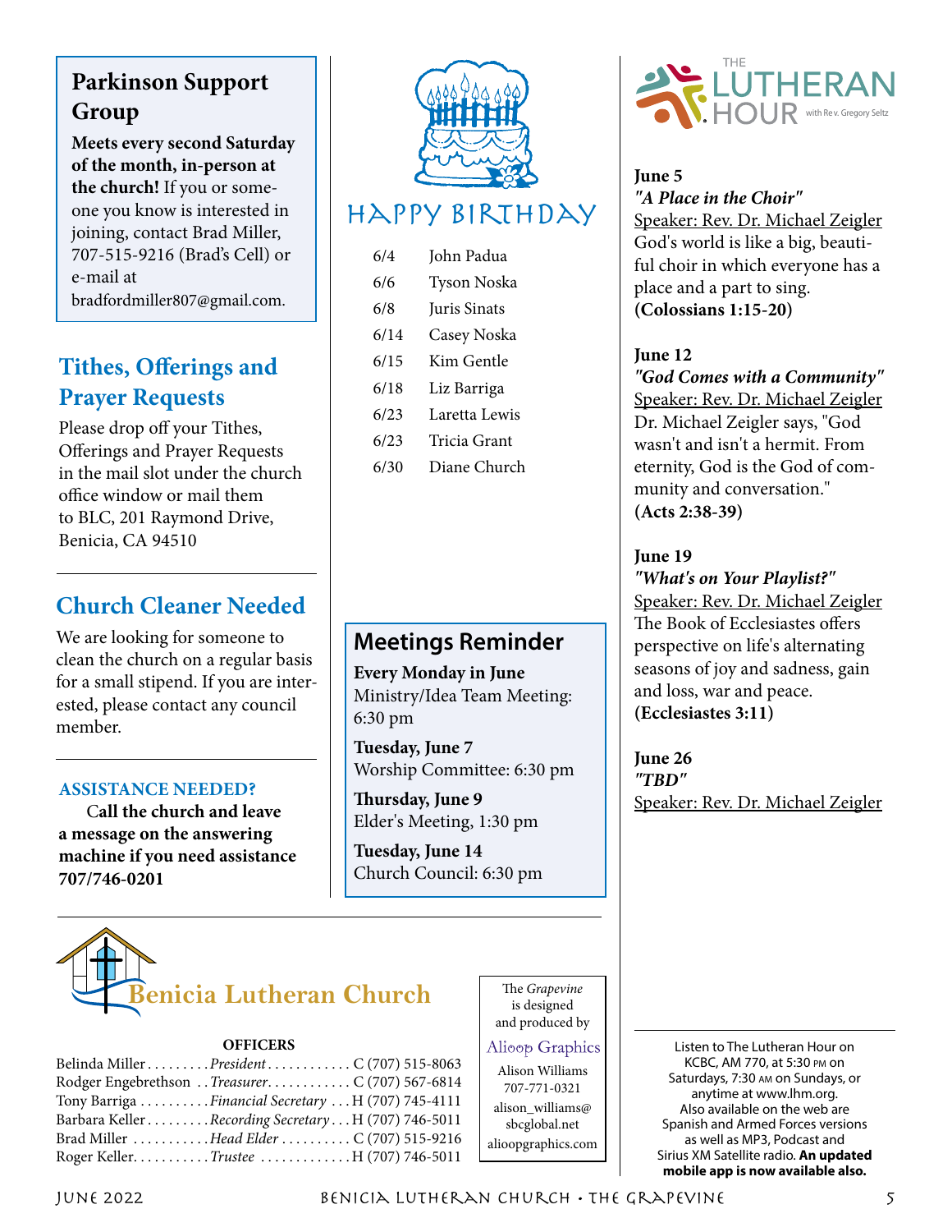## Parkinson Support Group

**Meets every second Saturday of the month, in-person at the church!** If you or someone you know is interested in joining, contact Brad Miller, 707-515-9216 (Brad's Cell) or e-mail at bradfordmiller807@gmail.com.

## Tithes, Offerings and Prayer Requests

Please drop off your Tithes, Offerings and Prayer Requests in the mail slot under the church office window or mail them to BLC, 201 Raymond Drive, Benicia, CA 94510

## Church Cleaner Needed

We are looking for someone to clean the church on a regular basis for a small stipend. If you are interested, please contact any council member.

### ASSISTANCE NEEDED?

**Call the church and leave a message on the answering machine if you need assistance 707/746-0201**

## HAPPY BIRTHDAY

| | |
|---|---|
| 6/4 | John Padua |
| 6/6 | Tyson Noska |
| 6/8 | Juris Sinats |
| 6/14 | Casey Noska |
| 6/15 | Kim Gentle |
| 6/18 | Liz Barriga |
| 6/23 | Laretta Lewis |
| 6/23 | Tricia Grant |
| 6/30 | Diane Church |

## Meetings Reminder

**Every Monday in June**
Ministry/Idea Team Meeting: 6:30 pm

**Tuesday, June 7**
Worship Committee: 6:30 pm

**Thursday, June 9**
Elder's Meeting, 1:30 pm

**Tuesday, June 14**
Church Council: 6:30 pm

## THE LUTHERAN HOUR with Rev. Gregory Seltz

**June 5**
***"A Place in the Choir"***
Speaker: Rev. Dr. Michael Zeigler
God's world is like a big, beautiful choir in which everyone has a place and a part to sing.
**(Colossians 1:15-20)**

**June 12**
***"God Comes with a Community"***
Speaker: Rev. Dr. Michael Zeigler
Dr. Michael Zeigler says, "God wasn't and isn't a hermit. From eternity, God is the God of community and conversation."
**(Acts 2:38-39)**

**June 19**
***"What's on Your Playlist?"***
Speaker: Rev. Dr. Michael Zeigler
The Book of Ecclesiastes offers perspective on life's alternating seasons of joy and sadness, gain and loss, war and peace.
**(Ecclesiastes 3:11)**

**June 26**
***"TBD"***
Speaker: Rev. Dr. Michael Zeigler

Listen to The Lutheran Hour on KCBC, AM 770, at 5:30 PM on Saturdays, 7:30 AM on Sundays, or anytime at www.lhm.org. Also available on the web are Spanish and Armed Forces versions as well as MP3, Podcast and Sirius XM Satellite radio. **An updated mobile app is now available also.**

## Benicia Lutheran Church

**OFFICERS**

| | | |
|---|---|---|
| Belinda Miller | *President* | C (707) 515-8063 |
| Rodger Engebrethson | *Treasurer* | C (707) 567-6814 |
| Tony Barriga | *Financial Secretary* | H (707) 745-4111 |
| Barbara Keller | *Recording Secretary* | H (707) 746-5011 |
| Brad Miller | *Head Elder* | C (707) 515-9216 |
| Roger Keller | *Trustee* | H (707) 746-5011 |

The *Grapevine* is designed and produced by Alioop Graphics
Alison Williams
707-771-0321
alison_williams@sbcglobal.net
alioopgraphics.com